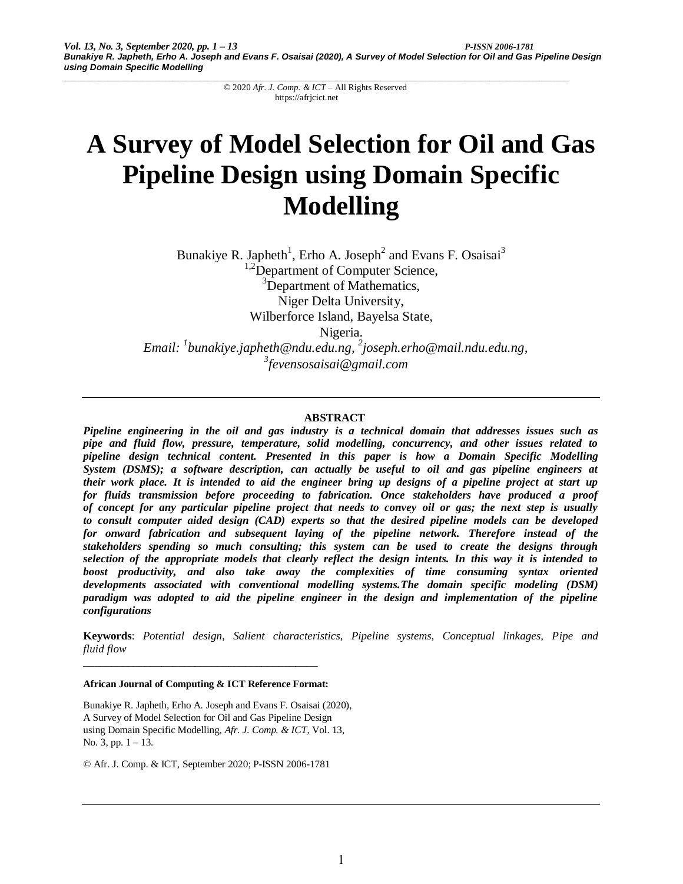# A Survey of Model Selection for Oil and Gas Pipeline Design using Domain Specific Modelling

Bunakiye R. Japheth[1], Erho A. Joseph[2] and Evans F. Osaisai[3]

[1,2]Department of Computer Science,
[3]Department of Mathematics,
Niger Delta University,
Wilberforce Island, Bayelsa State,
Nigeria.

*Email: [1]bunakiye.japheth@ndu.edu.ng, [2]joseph.erho@mail.ndu.edu.ng, [3]fevensosaisai@gmail.com*

---

**ABSTRACT**

***Pipeline engineering in the oil and gas industry is a technical domain that addresses issues such as pipe and fluid flow, pressure, temperature, solid modelling, concurrency, and other issues related to pipeline design technical content. Presented in this paper is how a Domain Specific Modelling System (DSMS); a software description, can actually be useful to oil and gas pipeline engineers at their work place. It is intended to aid the engineer bring up designs of a pipeline project at start up for fluids transmission before proceeding to fabrication. Once stakeholders have produced a proof of concept for any particular pipeline project that needs to convey oil or gas; the next step is usually to consult computer aided design (CAD) experts so that the desired pipeline models can be developed for onward fabrication and subsequent laying of the pipeline network. Therefore instead of the stakeholders spending so much consulting; this system can be used to create the designs through selection of the appropriate models that clearly reflect the design intents. In this way it is intended to boost productivity, and also take away the complexities of time consuming syntax oriented developments associated with conventional modelling systems.The domain specific modeling (DSM) paradigm was adopted to aid the pipeline engineer in the design and implementation of the pipeline configurations***

**Keywords**: *Potential design, Salient characteristics, Pipeline systems, Conceptual linkages, Pipe and fluid flow*

---

**African Journal of Computing & ICT Reference Format:**

Bunakiye R. Japheth, Erho A. Joseph and Evans F. Osaisai (2020), A Survey of Model Selection for Oil and Gas Pipeline Design using Domain Specific Modelling, *Afr. J. Comp. & ICT*, Vol. 13, No. 3, pp. 1 – 13.

© Afr. J. Comp. & ICT, September 2020; P-ISSN 2006-1781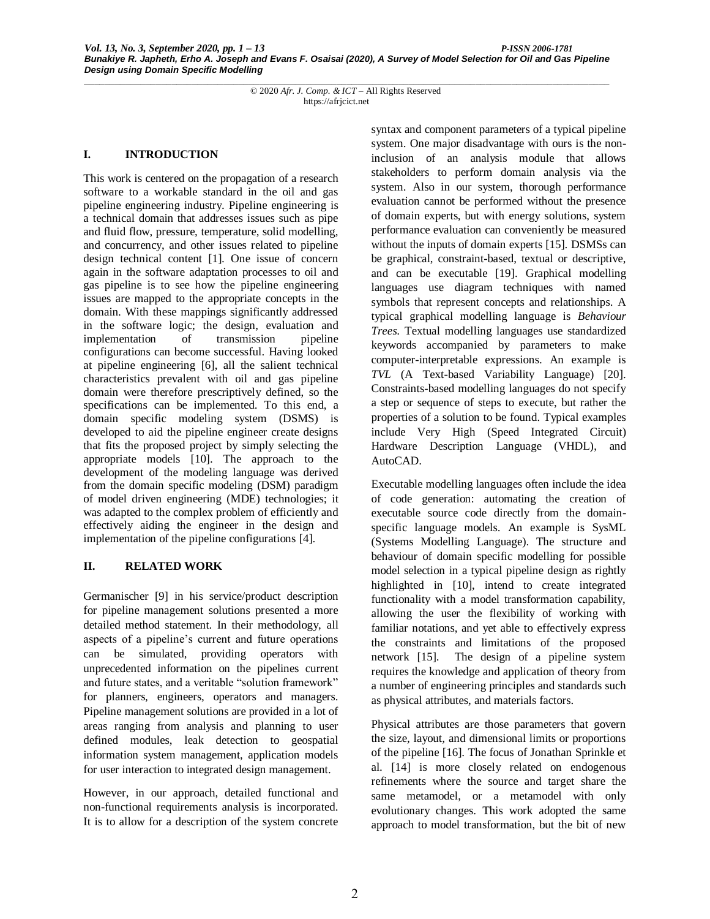## I. INTRODUCTION

This work is centered on the propagation of a research software to a workable standard in the oil and gas pipeline engineering industry. Pipeline engineering is a technical domain that addresses issues such as pipe and fluid flow, pressure, temperature, solid modelling, and concurrency, and other issues related to pipeline design technical content [1]. One issue of concern again in the software adaptation processes to oil and gas pipeline is to see how the pipeline engineering issues are mapped to the appropriate concepts in the domain. With these mappings significantly addressed in the software logic; the design, evaluation and implementation of transmission pipeline configurations can become successful. Having looked at pipeline engineering [6], all the salient technical characteristics prevalent with oil and gas pipeline domain were therefore prescriptively defined, so the specifications can be implemented. To this end, a domain specific modeling system (DSMS) is developed to aid the pipeline engineer create designs that fits the proposed project by simply selecting the appropriate models [10]. The approach to the development of the modeling language was derived from the domain specific modeling (DSM) paradigm of model driven engineering (MDE) technologies; it was adapted to the complex problem of efficiently and effectively aiding the engineer in the design and implementation of the pipeline configurations [4].

## II. RELATED WORK

Germanischer [9] in his service/product description for pipeline management solutions presented a more detailed method statement. In their methodology, all aspects of a pipeline's current and future operations can be simulated, providing operators with unprecedented information on the pipelines current and future states, and a veritable "solution framework" for planners, engineers, operators and managers. Pipeline management solutions are provided in a lot of areas ranging from analysis and planning to user defined modules, leak detection to geospatial information system management, application models for user interaction to integrated design management.

However, in our approach, detailed functional and non-functional requirements analysis is incorporated. It is to allow for a description of the system concrete syntax and component parameters of a typical pipeline system. One major disadvantage with ours is the non-inclusion of an analysis module that allows stakeholders to perform domain analysis via the system. Also in our system, thorough performance evaluation cannot be performed without the presence of domain experts, but with energy solutions, system performance evaluation can conveniently be measured without the inputs of domain experts [15]. DSMSs can be graphical, constraint-based, textual or descriptive, and can be executable [19]. Graphical modelling languages use diagram techniques with named symbols that represent concepts and relationships. A typical graphical modelling language is *Behaviour Trees*. Textual modelling languages use standardized keywords accompanied by parameters to make computer-interpretable expressions. An example is *TVL* (A Text-based Variability Language) [20]. Constraints-based modelling languages do not specify a step or sequence of steps to execute, but rather the properties of a solution to be found. Typical examples include Very High (Speed Integrated Circuit) Hardware Description Language (VHDL), and AutoCAD.

Executable modelling languages often include the idea of code generation: automating the creation of executable source code directly from the domain-specific language models. An example is SysML (Systems Modelling Language). The structure and behaviour of domain specific modelling for possible model selection in a typical pipeline design as rightly highlighted in [10], intend to create integrated functionality with a model transformation capability, allowing the user the flexibility of working with familiar notations, and yet able to effectively express the constraints and limitations of the proposed network [15]. The design of a pipeline system requires the knowledge and application of theory from a number of engineering principles and standards such as physical attributes, and materials factors.

Physical attributes are those parameters that govern the size, layout, and dimensional limits or proportions of the pipeline [16]. The focus of Jonathan Sprinkle et al. [14] is more closely related on endogenous refinements where the source and target share the same metamodel, or a metamodel with only evolutionary changes. This work adopted the same approach to model transformation, but the bit of new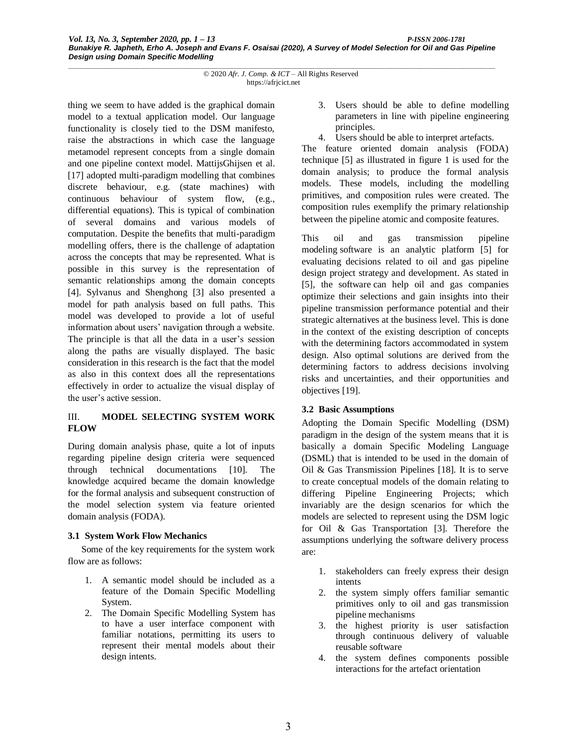thing we seem to have added is the graphical domain model to a textual application model. Our language functionality is closely tied to the DSM manifesto, raise the abstractions in which case the language metamodel represent concepts from a single domain and one pipeline context model. MattijsGhijsen et al. [17] adopted multi-paradigm modelling that combines discrete behaviour, e.g. (state machines) with continuous behaviour of system flow, (e.g., differential equations). This is typical of combination of several domains and various models of computation. Despite the benefits that multi-paradigm modelling offers, there is the challenge of adaptation across the concepts that may be represented. What is possible in this survey is the representation of semantic relationships among the domain concepts [4]. Sylvanus and Shenghong [3] also presented a model for path analysis based on full paths. This model was developed to provide a lot of useful information about users' navigation through a website. The principle is that all the data in a user's session along the paths are visually displayed. The basic consideration in this research is the fact that the model as also in this context does all the representations effectively in order to actualize the visual display of the user's active session.

## III. MODEL SELECTING SYSTEM WORK FLOW

During domain analysis phase, quite a lot of inputs regarding pipeline design criteria were sequenced through technical documentations [10]. The knowledge acquired became the domain knowledge for the formal analysis and subsequent construction of the model selection system via feature oriented domain analysis (FODA).

### 3.1 System Work Flow Mechanics

Some of the key requirements for the system work flow are as follows:

1. A semantic model should be included as a feature of the Domain Specific Modelling System.
2. The Domain Specific Modelling System has to have a user interface component with familiar notations, permitting its users to represent their mental models about their design intents.
3. Users should be able to define modelling parameters in line with pipeline engineering principles.
4. Users should be able to interpret artefacts.

The feature oriented domain analysis (FODA) technique [5] as illustrated in figure 1 is used for the domain analysis; to produce the formal analysis models. These models, including the modelling primitives, and composition rules were created. The composition rules exemplify the primary relationship between the pipeline atomic and composite features.

This oil and gas transmission pipeline modeling software is an analytic platform [5] for evaluating decisions related to oil and gas pipeline design project strategy and development. As stated in [5], the software can help oil and gas companies optimize their selections and gain insights into their pipeline transmission performance potential and their strategic alternatives at the business level. This is done in the context of the existing description of concepts with the determining factors accommodated in system design. Also optimal solutions are derived from the determining factors to address decisions involving risks and uncertainties, and their opportunities and objectives [19].

### 3.2 Basic Assumptions

Adopting the Domain Specific Modelling (DSM) paradigm in the design of the system means that it is basically a domain Specific Modeling Language (DSML) that is intended to be used in the domain of Oil & Gas Transmission Pipelines [18]. It is to serve to create conceptual models of the domain relating to differing Pipeline Engineering Projects; which invariably are the design scenarios for which the models are selected to represent using the DSM logic for Oil & Gas Transportation [3]. Therefore the assumptions underlying the software delivery process are:

1. stakeholders can freely express their design intents
2. the system simply offers familiar semantic primitives only to oil and gas transmission pipeline mechanisms
3. the highest priority is user satisfaction through continuous delivery of valuable reusable software
4. the system defines components possible interactions for the artefact orientation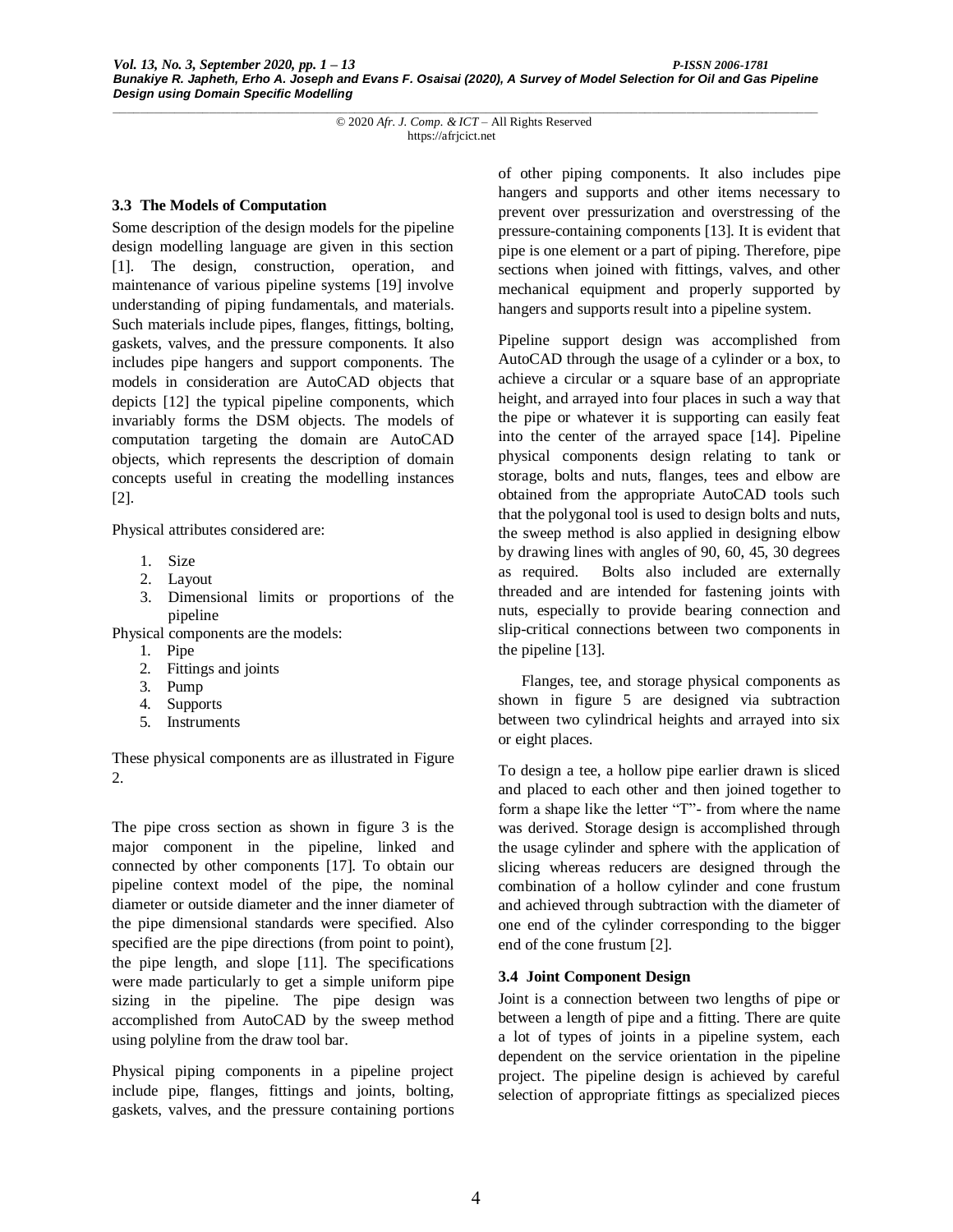### 3.3 The Models of Computation

Some description of the design models for the pipeline design modelling language are given in this section [1]. The design, construction, operation, and maintenance of various pipeline systems [19] involve understanding of piping fundamentals, and materials. Such materials include pipes, flanges, fittings, bolting, gaskets, valves, and the pressure components. It also includes pipe hangers and support components. The models in consideration are AutoCAD objects that depicts [12] the typical pipeline components, which invariably forms the DSM objects. The models of computation targeting the domain are AutoCAD objects, which represents the description of domain concepts useful in creating the modelling instances [2].

Physical attributes considered are:

1. Size
2. Layout
3. Dimensional limits or proportions of the pipeline

Physical components are the models:

1. Pipe
2. Fittings and joints
3. Pump
4. Supports
5. Instruments

These physical components are as illustrated in Figure 2.

The pipe cross section as shown in figure 3 is the major component in the pipeline, linked and connected by other components [17]. To obtain our pipeline context model of the pipe, the nominal diameter or outside diameter and the inner diameter of the pipe dimensional standards were specified. Also specified are the pipe directions (from point to point), the pipe length, and slope [11]. The specifications were made particularly to get a simple uniform pipe sizing in the pipeline. The pipe design was accomplished from AutoCAD by the sweep method using polyline from the draw tool bar.

Physical piping components in a pipeline project include pipe, flanges, fittings and joints, bolting, gaskets, valves, and the pressure containing portions of other piping components. It also includes pipe hangers and supports and other items necessary to prevent over pressurization and overstressing of the pressure-containing components [13]. It is evident that pipe is one element or a part of piping. Therefore, pipe sections when joined with fittings, valves, and other mechanical equipment and properly supported by hangers and supports result into a pipeline system.

Pipeline support design was accomplished from AutoCAD through the usage of a cylinder or a box, to achieve a circular or a square base of an appropriate height, and arrayed into four places in such a way that the pipe or whatever it is supporting can easily feat into the center of the arrayed space [14]. Pipeline physical components design relating to tank or storage, bolts and nuts, flanges, tees and elbow are obtained from the appropriate AutoCAD tools such that the polygonal tool is used to design bolts and nuts, the sweep method is also applied in designing elbow by drawing lines with angles of 90, 60, 45, 30 degrees as required. Bolts also included are externally threaded and are intended for fastening joints with nuts, especially to provide bearing connection and slip-critical connections between two components in the pipeline [13].

Flanges, tee, and storage physical components as shown in figure 5 are designed via subtraction between two cylindrical heights and arrayed into six or eight places.

To design a tee, a hollow pipe earlier drawn is sliced and placed to each other and then joined together to form a shape like the letter "T"- from where the name was derived. Storage design is accomplished through the usage cylinder and sphere with the application of slicing whereas reducers are designed through the combination of a hollow cylinder and cone frustum and achieved through subtraction with the diameter of one end of the cylinder corresponding to the bigger end of the cone frustum [2].

### 3.4 Joint Component Design

Joint is a connection between two lengths of pipe or between a length of pipe and a fitting. There are quite a lot of types of joints in a pipeline system, each dependent on the service orientation in the pipeline project. The pipeline design is achieved by careful selection of appropriate fittings as specialized pieces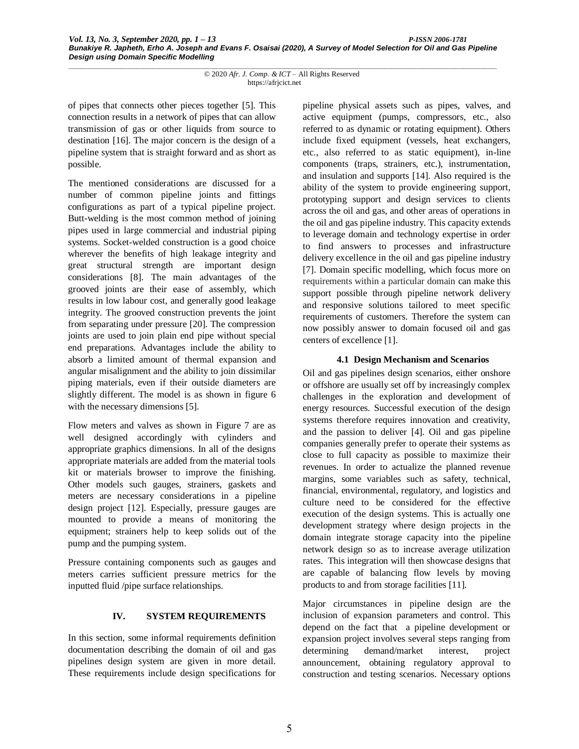of pipes that connects other pieces together [5]. This connection results in a network of pipes that can allow transmission of gas or other liquids from source to destination [16]. The major concern is the design of a pipeline system that is straight forward and as short as possible.

The mentioned considerations are discussed for a number of common pipeline joints and fittings configurations as part of a typical pipeline project. Butt-welding is the most common method of joining pipes used in large commercial and industrial piping systems. Socket-welded construction is a good choice wherever the benefits of high leakage integrity and great structural strength are important design considerations [8]. The main advantages of the grooved joints are their ease of assembly, which results in low labour cost, and generally good leakage integrity. The grooved construction prevents the joint from separating under pressure [20]. The compression joints are used to join plain end pipe without special end preparations. Advantages include the ability to absorb a limited amount of thermal expansion and angular misalignment and the ability to join dissimilar piping materials, even if their outside diameters are slightly different. The model is as shown in figure 6 with the necessary dimensions [5].

Flow meters and valves as shown in Figure 7 are as well designed accordingly with cylinders and appropriate graphics dimensions. In all of the designs appropriate materials are added from the material tools kit or materials browser to improve the finishing. Other models such gauges, strainers, gaskets and meters are necessary considerations in a pipeline design project [12]. Especially, pressure gauges are mounted to provide a means of monitoring the equipment; strainers help to keep solids out of the pump and the pumping system.

Pressure containing components such as gauges and meters carries sufficient pressure metrics for the inputted fluid /pipe surface relationships.

## IV. SYSTEM REQUIREMENTS

In this section, some informal requirements definition documentation describing the domain of oil and gas pipelines design system are given in more detail. These requirements include design specifications for pipeline physical assets such as pipes, valves, and active equipment (pumps, compressors, etc., also referred to as dynamic or rotating equipment). Others include fixed equipment (vessels, heat exchangers, etc., also referred to as static equipment), in-line components (traps, strainers, etc.), instrumentation, and insulation and supports [14]. Also required is the ability of the system to provide engineering support, prototyping support and design services to clients across the oil and gas, and other areas of operations in the oil and gas pipeline industry. This capacity extends to leverage domain and technology expertise in order to find answers to processes and infrastructure delivery excellence in the oil and gas pipeline industry [7]. Domain specific modelling, which focus more on requirements within a particular domain can make this support possible through pipeline network delivery and responsive solutions tailored to meet specific requirements of customers. Therefore the system can now possibly answer to domain focused oil and gas centers of excellence [1].

### 4.1 Design Mechanism and Scenarios

Oil and gas pipelines design scenarios, either onshore or offshore are usually set off by increasingly complex challenges in the exploration and development of energy resources. Successful execution of the design systems therefore requires innovation and creativity, and the passion to deliver [4]. Oil and gas pipeline companies generally prefer to operate their systems as close to full capacity as possible to maximize their revenues. In order to actualize the planned revenue margins, some variables such as safety, technical, financial, environmental, regulatory, and logistics and culture need to be considered for the effective execution of the design systems. This is actually one development strategy where design projects in the domain integrate storage capacity into the pipeline network design so as to increase average utilization rates. This integration will then showcase designs that are capable of balancing flow levels by moving products to and from storage facilities [11].

Major circumstances in pipeline design are the inclusion of expansion parameters and control. This depend on the fact that a pipeline development or expansion project involves several steps ranging from determining demand/market interest, project announcement, obtaining regulatory approval to construction and testing scenarios. Necessary options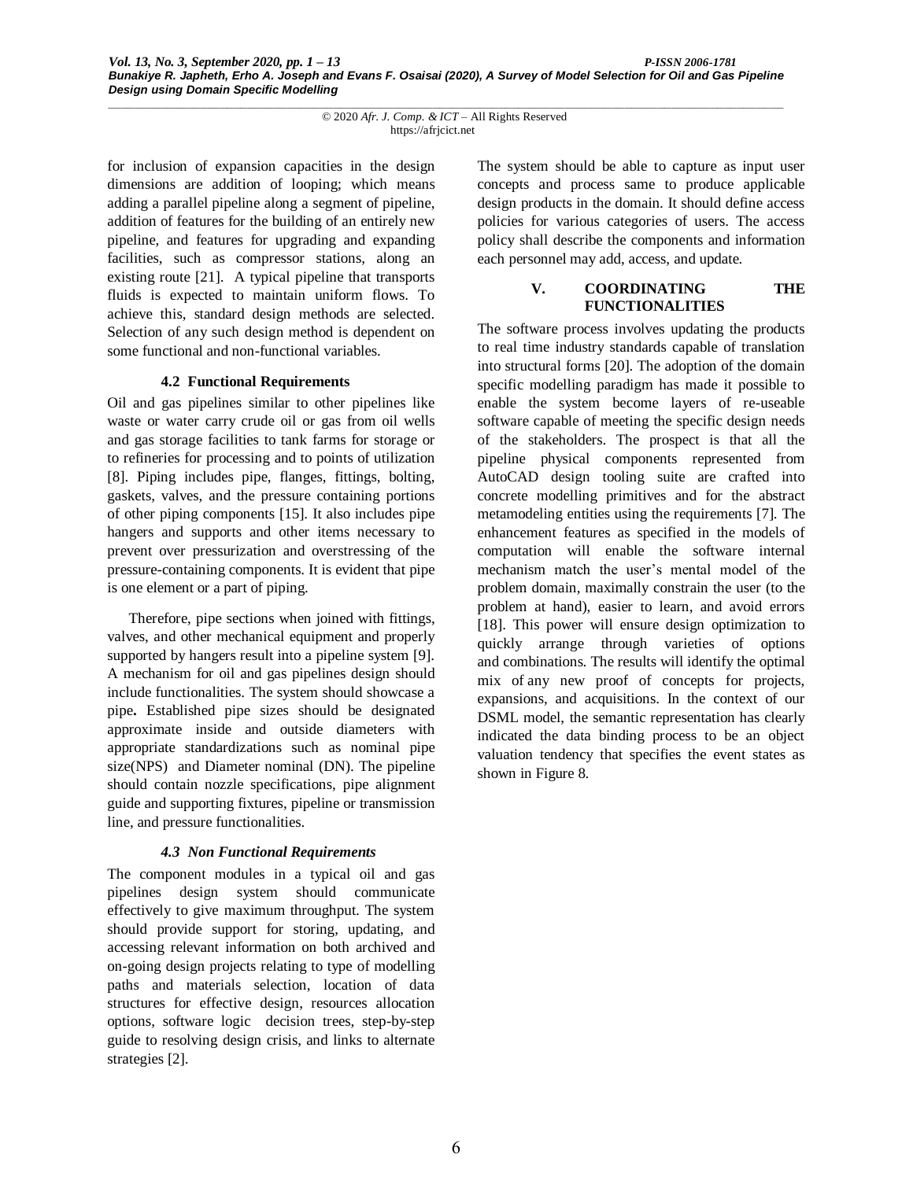for inclusion of expansion capacities in the design dimensions are addition of looping; which means adding a parallel pipeline along a segment of pipeline, addition of features for the building of an entirely new pipeline, and features for upgrading and expanding facilities, such as compressor stations, along an existing route [21]. A typical pipeline that transports fluids is expected to maintain uniform flows. To achieve this, standard design methods are selected. Selection of any such design method is dependent on some functional and non-functional variables.

### 4.2 Functional Requirements

Oil and gas pipelines similar to other pipelines like waste or water carry crude oil or gas from oil wells and gas storage facilities to tank farms for storage or to refineries for processing and to points of utilization [8]. Piping includes pipe, flanges, fittings, bolting, gaskets, valves, and the pressure containing portions of other piping components [15]. It also includes pipe hangers and supports and other items necessary to prevent over pressurization and overstressing of the pressure-containing components. It is evident that pipe is one element or a part of piping.

Therefore, pipe sections when joined with fittings, valves, and other mechanical equipment and properly supported by hangers result into a pipeline system [9]. A mechanism for oil and gas pipelines design should include functionalities. The system should showcase a pipe**.** Established pipe sizes should be designated approximate inside and outside diameters with appropriate standardizations such as nominal pipe size(NPS) and Diameter nominal (DN). The pipeline should contain nozzle specifications, pipe alignment guide and supporting fixtures, pipeline or transmission line, and pressure functionalities.

### *4.3 Non Functional Requirements*

The component modules in a typical oil and gas pipelines design system should communicate effectively to give maximum throughput. The system should provide support for storing, updating, and accessing relevant information on both archived and on-going design projects relating to type of modelling paths and materials selection, location of data structures for effective design, resources allocation options, software logic decision trees, step-by-step guide to resolving design crisis, and links to alternate strategies [2].

The system should be able to capture as input user concepts and process same to produce applicable design products in the domain. It should define access policies for various categories of users. The access policy shall describe the components and information each personnel may add, access, and update.

## V. COORDINATING THE FUNCTIONALITIES

The software process involves updating the products to real time industry standards capable of translation into structural forms [20]. The adoption of the domain specific modelling paradigm has made it possible to enable the system become layers of re-useable software capable of meeting the specific design needs of the stakeholders. The prospect is that all the pipeline physical components represented from AutoCAD design tooling suite are crafted into concrete modelling primitives and for the abstract metamodeling entities using the requirements [7]. The enhancement features as specified in the models of computation will enable the software internal mechanism match the user's mental model of the problem domain, maximally constrain the user (to the problem at hand), easier to learn, and avoid errors [18]. This power will ensure design optimization to quickly arrange through varieties of options and combinations. The results will identify the optimal mix of any new proof of concepts for projects, expansions, and acquisitions. In the context of our DSML model, the semantic representation has clearly indicated the data binding process to be an object valuation tendency that specifies the event states as shown in Figure 8.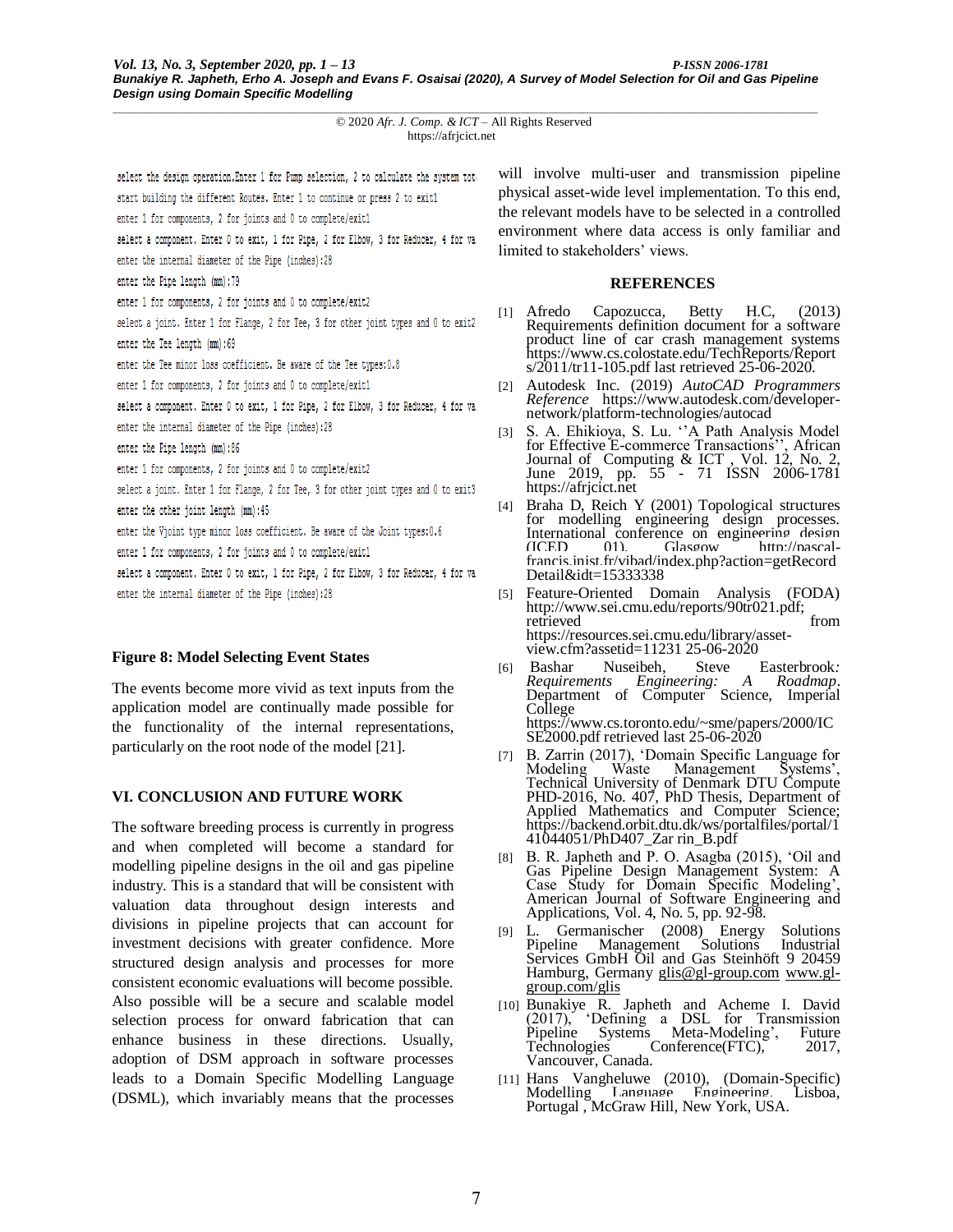```
select the design operation.Enter 1 for Pump selection, 2 to calculate the system tot
start building the different Routes. Enter 1 to continue or press 2 to exit1
enter 1 for components, 2 for joints and 0 to complete/exit1
select a component. Enter 0 to exit, 1 for Pipe, 2 for Elbow, 3 for Reducer, 4 for va
enter the internal diameter of the Pipe (inches):28
enter the Pipe length (mm):79
enter 1 for components, 2 for joints and 0 to complete/exit2
select a joint. Enter 1 for Flange, 2 for Tee, 3 for other joint types and 0 to exit2
enter the Tee length (mm):69
enter the Tee minor loss coefficient. Be aware of the Tee types:0.8
enter 1 for components, 2 for joints and 0 to complete/exit1
select a component. Enter 0 to exit, 1 for Pipe, 2 for Elbow, 3 for Reducer, 4 for va
enter the internal diameter of the Pipe (inches):28
enter the Pipe length (mm):86
enter 1 for components, 2 for joints and 0 to complete/exit2
select a joint. Enter 1 for Flange, 2 for Tee, 3 for other joint types and 0 to exit3
enter the other joint length (mm):45
enter the Vjoint type minor loss coefficient. Be aware of the Joint types:0.6
enter 1 for components, 2 for joints and 0 to complete/exit1
select a component. Enter 0 to exit, 1 for Pipe, 2 for Elbow, 3 for Reducer, 4 for va
enter the internal diameter of the Pipe (inches):28
```

**Figure 8: Model Selecting Event States**

The events become more vivid as text inputs from the application model are continually made possible for the functionality of the internal representations, particularly on the root node of the model [21].

## VI. CONCLUSION AND FUTURE WORK

The software breeding process is currently in progress and when completed will become a standard for modelling pipeline designs in the oil and gas pipeline industry. This is a standard that will be consistent with valuation data throughout design interests and divisions in pipeline projects that can account for investment decisions with greater confidence. More structured design analysis and processes for more consistent economic evaluations will become possible. Also possible will be a secure and scalable model selection process for onward fabrication that can enhance business in these directions. Usually, adoption of DSM approach in software processes leads to a Domain Specific Modelling Language (DSML), which invariably means that the processes will involve multi-user and transmission pipeline physical asset-wide level implementation. To this end, the relevant models have to be selected in a controlled environment where data access is only familiar and limited to stakeholders' views.

## REFERENCES

[1] Afredo Capozucca, Betty H.C, (2013) Requirements definition document for a software product line of car crash management systems https://www.cs.colostate.edu/TechReports/Reports/2011/tr11-105.pdf last retrieved 25-06-2020.

[2] Autodesk Inc. (2019) *AutoCAD Programmers Reference* https://www.autodesk.com/developer-network/platform-technologies/autocad

[3] S. A. Ehikioya, S. Lu. ''A Path Analysis Model for Effective E-commerce Transactions'', African Journal of Computing & ICT , Vol. 12, No. 2, June 2019, pp. 55 - 71 ISSN 2006-1781 https://afrjcict.net

[4] Braha D, Reich Y (2001) Topological structures for modelling engineering design processes. International conference on engineering design (ICED 01), Glasgow http://pascal-francis.inist.fr/vibad/index.php?action=getRecordDetail&idt=15333338

[5] Feature-Oriented Domain Analysis (FODA) http://www.sei.cmu.edu/reports/90tr021.pdf; retrieved from https://resources.sei.cmu.edu/library/asset-view.cfm?assetid=11231 25-06-2020

[6] Bashar Nuseibeh, Steve Easterbrook*: Requirements Engineering: A Roadmap*. Department of Computer Science, Imperial College https://www.cs.toronto.edu/~sme/papers/2000/ICSE2000.pdf retrieved last 25-06-2020

[7] B. Zarrin (2017), 'Domain Specific Language for Modeling Waste Management Systems', Technical University of Denmark DTU Compute PHD-2016, No. 407, PhD Thesis, Department of Applied Mathematics and Computer Science; https://backend.orbit.dtu.dk/ws/portalfiles/portal/141044051/PhD407_Zar rin_B.pdf

[8] B. R. Japheth and P. O. Asagba (2015), 'Oil and Gas Pipeline Design Management System: A Case Study for Domain Specific Modeling', American Journal of Software Engineering and Applications, Vol. 4, No. 5, pp. 92-98.

[9] L. Germanischer (2008) Energy Solutions Pipeline Management Solutions Industrial Services GmbH Oil and Gas Steinhöft 9 20459 Hamburg, Germany glis@gl-group.com www.gl-group.com/glis

[10] Bunakiye R. Japheth and Acheme I. David (2017), 'Defining a DSL for Transmission Pipeline Systems Meta-Modeling', Future Technologies Conference(FTC), 2017, Vancouver, Canada.

[11] Hans Vangheluwe (2010), (Domain-Specific) Modelling Language Engineering. Lisboa, Portugal , McGraw Hill, New York, USA.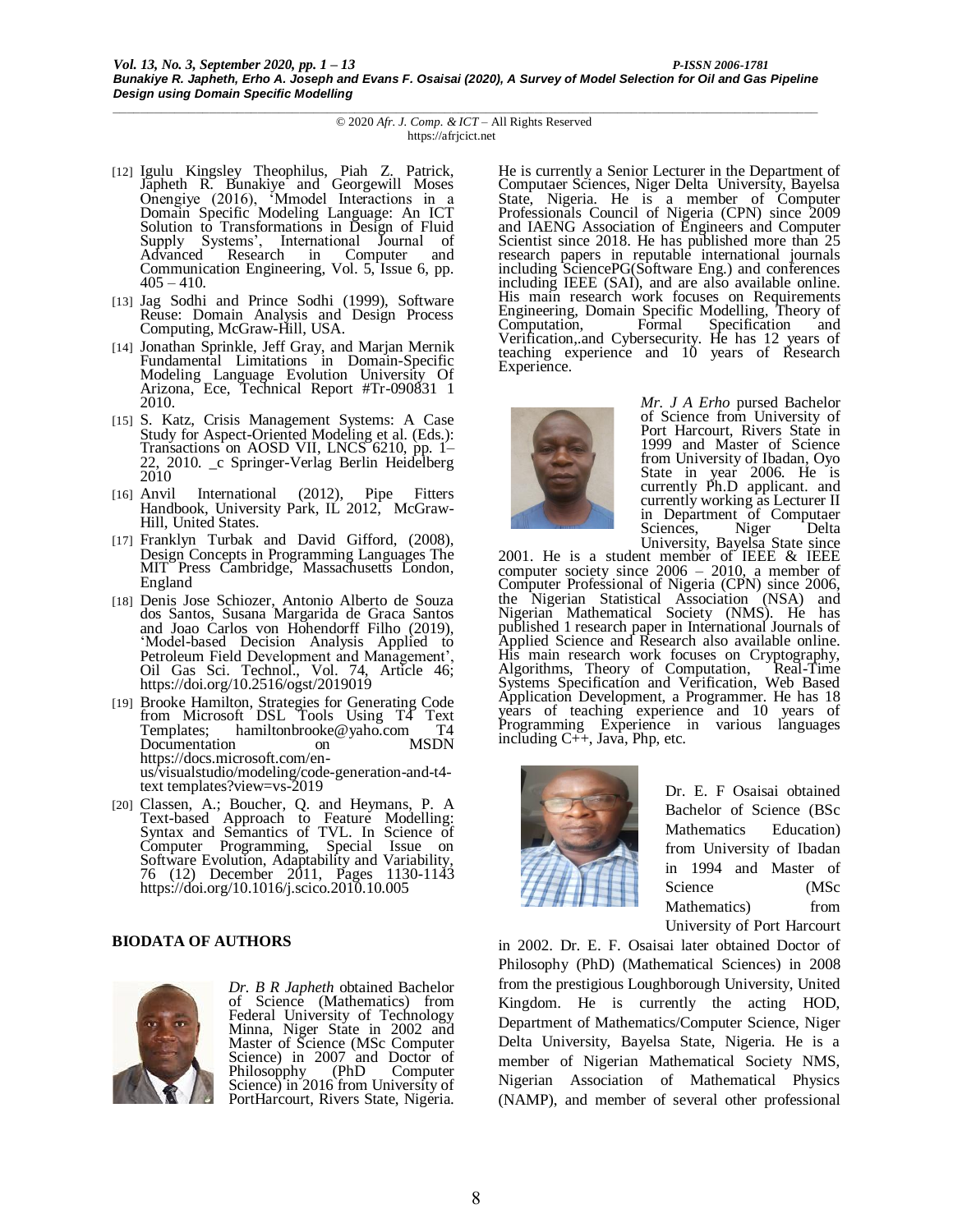[12] Igulu Kingsley Theophilus, Piah Z. Patrick, Japheth R. Bunakiye and Georgewill Moses Onengiye (2016), 'Mmodel Interactions in a Domain Specific Modeling Language: An ICT Solution to Transformations in Design of Fluid Supply Systems', International Journal of Advanced Research in Computer and Communication Engineering, Vol. 5, Issue 6, pp. 405 – 410.

[13] Jag Sodhi and Prince Sodhi (1999), Software Reuse: Domain Analysis and Design Process Computing, McGraw-Hill, USA.

[14] Jonathan Sprinkle, Jeff Gray, and Marjan Mernik Fundamental Limitations in Domain-Specific Modeling Language Evolution University Of Arizona, Ece, Technical Report #Tr-090831 1 2010.

[15] S. Katz, Crisis Management Systems: A Case Study for Aspect-Oriented Modeling et al. (Eds.): Transactions on AOSD VII, LNCS 6210, pp. 1–22, 2010. _c Springer-Verlag Berlin Heidelberg 2010

[16] Anvil International (2012), Pipe Fitters Handbook, University Park, IL 2012, McGraw-Hill, United States.

[17] Franklyn Turbak and David Gifford, (2008), Design Concepts in Programming Languages The MIT Press Cambridge, Massachusetts London, England

[18] Denis Jose Schiozer, Antonio Alberto de Souza dos Santos, Susana Margarida de Graca Santos and Joao Carlos von Hohendorff Filho (2019), 'Model-based Decision Analysis Applied to Petroleum Field Development and Management', Oil Gas Sci. Technol., Vol. 74, Article 46; https://doi.org/10.2516/ogst/2019019

[19] Brooke Hamilton, Strategies for Generating Code from Microsoft DSL Tools Using T4 Text Templates; hamiltonbrooke@yaho.com T4 Documentation on MSDN https://docs.microsoft.com/en-us/visualstudio/modeling/code-generation-and-t4-text templates?view=vs-2019

[20] Classen, A.; Boucher, Q. and Heymans, P. A Text-based Approach to Feature Modelling: Syntax and Semantics of TVL. In Science of Computer Programming, Special Issue on Software Evolution, Adaptability and Variability, 76 (12) December 2011, Pages 1130-1143 https://doi.org/10.1016/j.scico.2010.10.005

## BIODATA OF AUTHORS

*Dr. B R Japheth* obtained Bachelor of Science (Mathematics) from Federal University of Technology Minna, Niger State in 2002 and Master of Science (MSc Computer Science) in 2007 and Doctor of Philosopphy (PhD Computer Science) in 2016 from University of PortHarcourt, Rivers State, Nigeria. He is currently a Senior Lecturer in the Department of Computaer Sciences, Niger Delta University, Bayelsa State, Nigeria. He is a member of Computer Professionals Council of Nigeria (CPN) since 2009 and IAENG Association of Engineers and Computer Scientist since 2018. He has published more than 25 research papers in reputable international journals including SciencePG(Software Eng.) and conferences including IEEE (SAI), and are also available online. His main research work focuses on Requirements Engineering, Domain Specific Modelling, Theory of Computation, Formal Specification and Verification,.and Cybersecurity. He has 12 years of teaching experience and 10 years of Research Experience.

*Mr. J A Erho* pursed Bachelor of Science from University of Port Harcourt, Rivers State in 1999 and Master of Science from University of Ibadan, Oyo State in year 2006. He is currently Ph.D applicant. and currently working as Lecturer II in Department of Computaer Sciences, Niger Delta University, Bayelsa State since 2001. He is a student member of IEEE & IEEE computer society since 2006 – 2010, a member of Computer Professional of Nigeria (CPN) since 2006, the Nigerian Statistical Association (NSA) and Nigerian Mathematical Society (NMS). He has published 1 research paper in International Journals of Applied Science and Research also available online. His main research work focuses on Cryptography, Algorithms, Theory of Computation, Real-Time Systems Specification and Verification, Web Based Application Development, a Programmer. He has 18 years of teaching experience and 10 years of Programming Experience in various languages including C++, Java, Php, etc.

Dr. E. F Osaisai obtained Bachelor of Science (BSc Mathematics Education) from University of Ibadan in 1994 and Master of Science (MSc Mathematics) from University of Port Harcourt in 2002. Dr. E. F. Osaisai later obtained Doctor of Philosophy (PhD) (Mathematical Sciences) in 2008 from the prestigious Loughborough University, United Kingdom. He is currently the acting HOD, Department of Mathematics/Computer Science, Niger Delta University, Bayelsa State, Nigeria. He is a member of Nigerian Mathematical Society NMS, Nigerian Association of Mathematical Physics (NAMP), and member of several other professional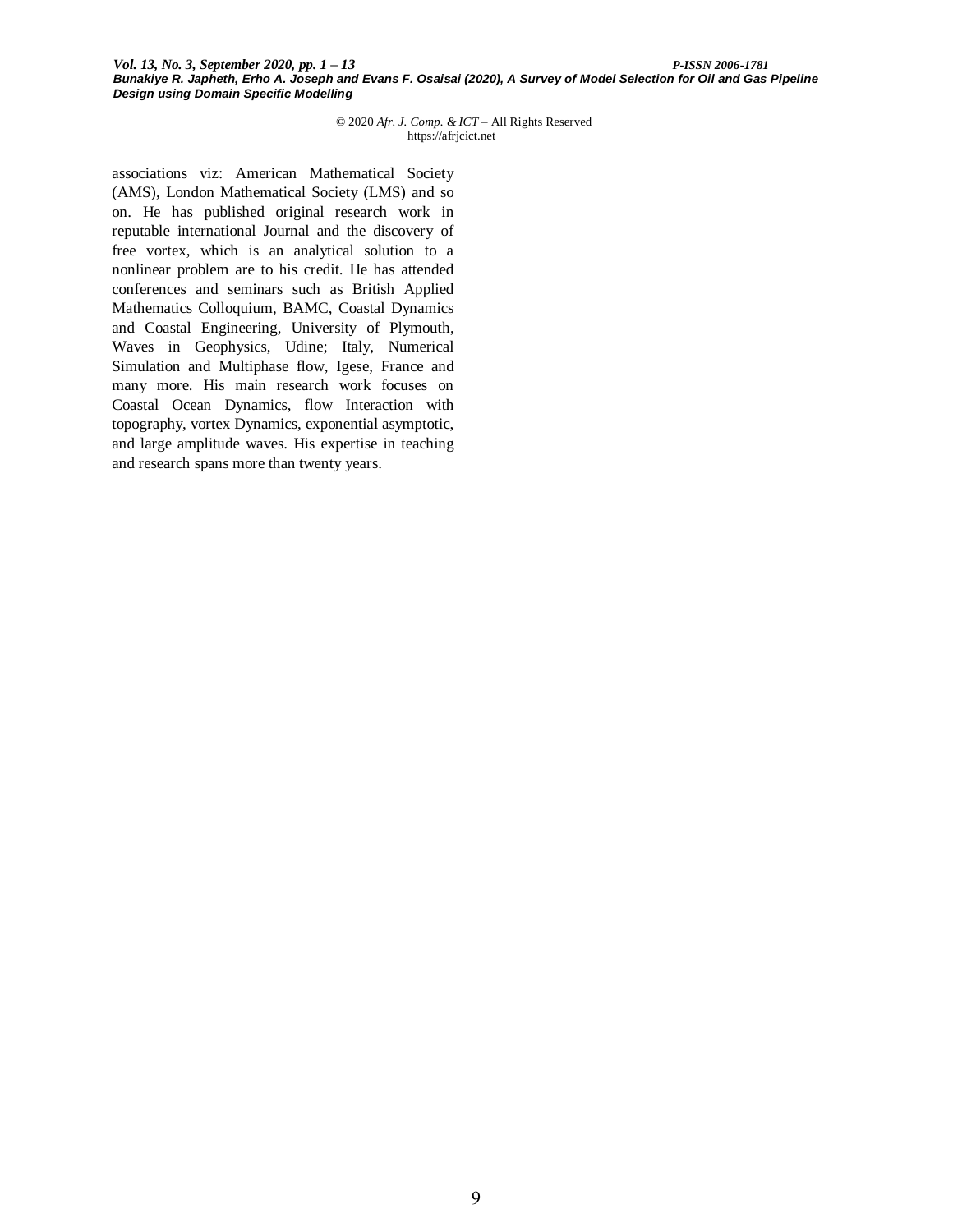associations viz: American Mathematical Society (AMS), London Mathematical Society (LMS) and so on. He has published original research work in reputable international Journal and the discovery of free vortex, which is an analytical solution to a nonlinear problem are to his credit. He has attended conferences and seminars such as British Applied Mathematics Colloquium, BAMC, Coastal Dynamics and Coastal Engineering, University of Plymouth, Waves in Geophysics, Udine; Italy, Numerical Simulation and Multiphase flow, Igese, France and many more. His main research work focuses on Coastal Ocean Dynamics, flow Interaction with topography, vortex Dynamics, exponential asymptotic, and large amplitude waves. His expertise in teaching and research spans more than twenty years.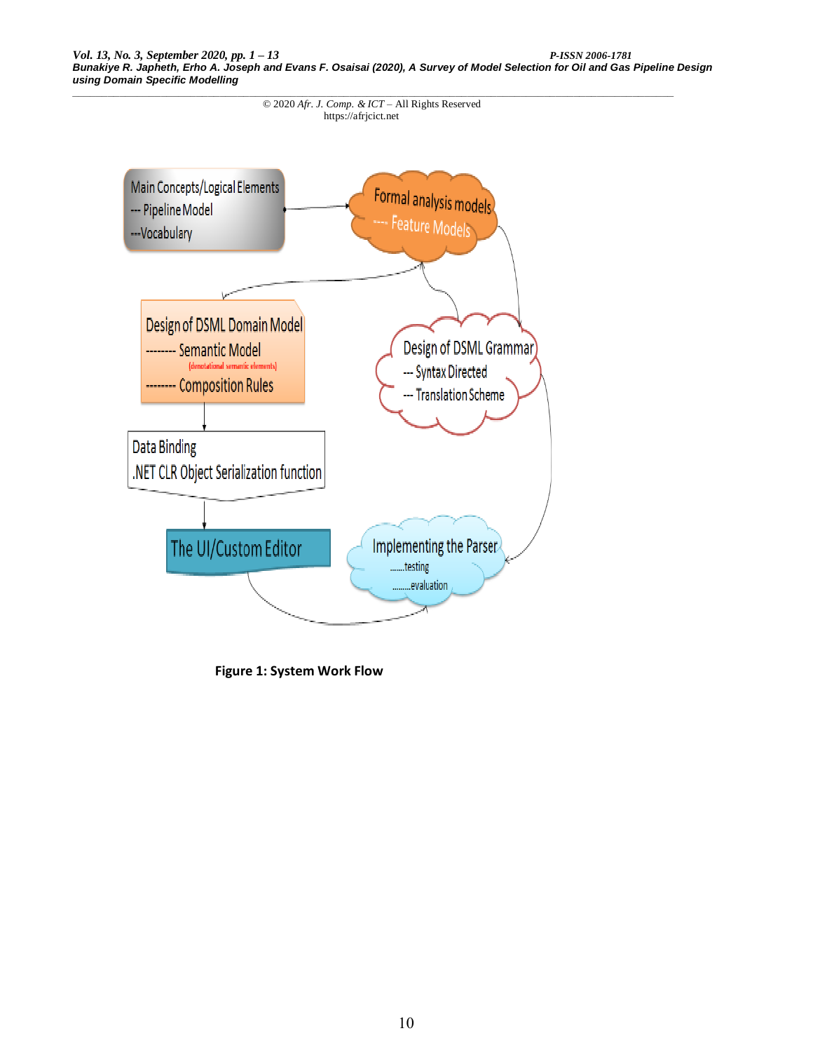Main Concepts/Logical Elements
--- Pipeline Model
---Vocabulary

Formal analysis models
---- Feature Models

Design of DSML Domain Model
-------- Semantic Model
(denotational semantic elements)
-------- Composition Rules

Design of DSML Grammar
--- Syntax Directed
--- Translation Scheme

Data Binding
.NET CLR Object Serialization function

The UI/Custom Editor

Implementing the Parser
.......testing
.........evaluation

**Figure 1: System Work Flow**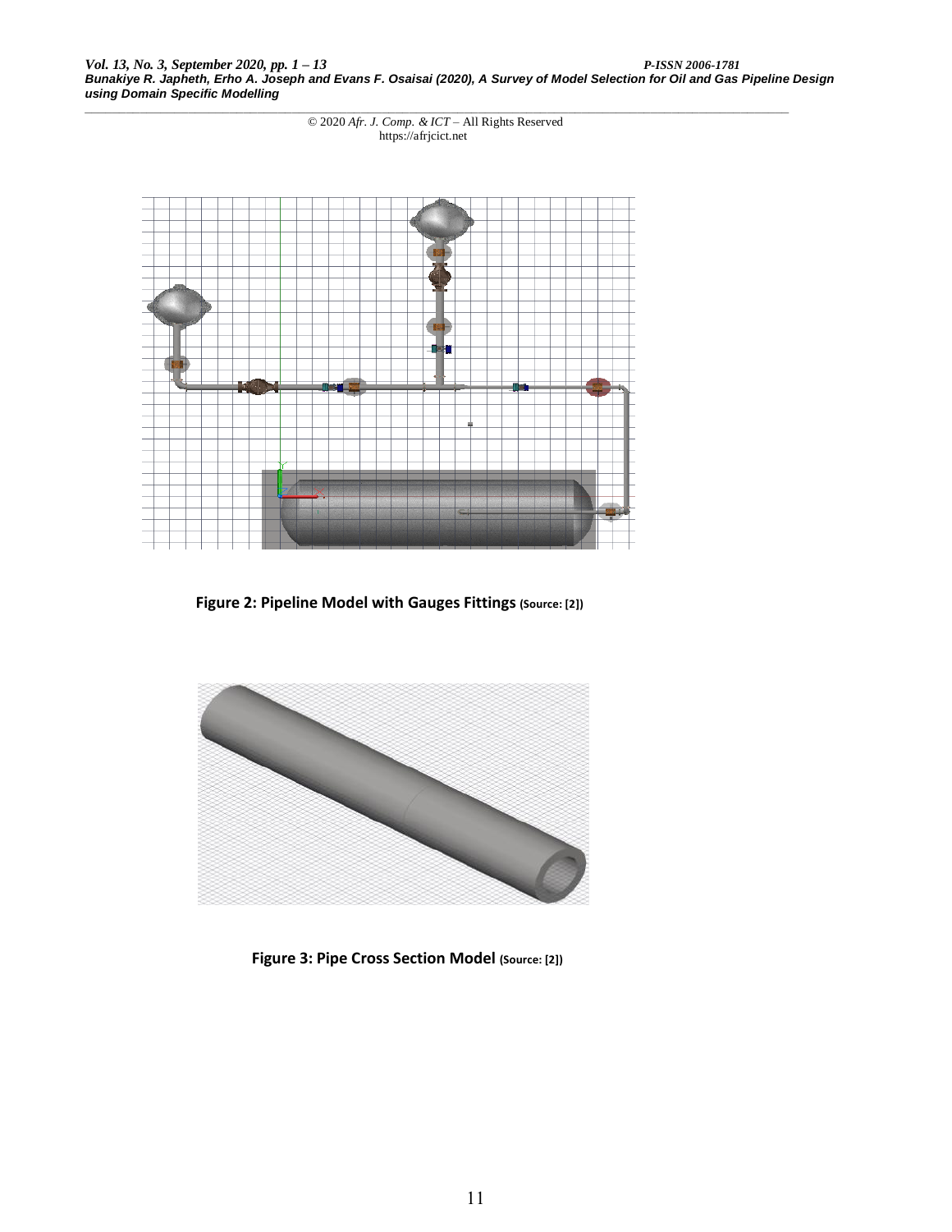**Figure 2: Pipeline Model with Gauges Fittings (Source: [2])**

**Figure 3: Pipe Cross Section Model (Source: [2])**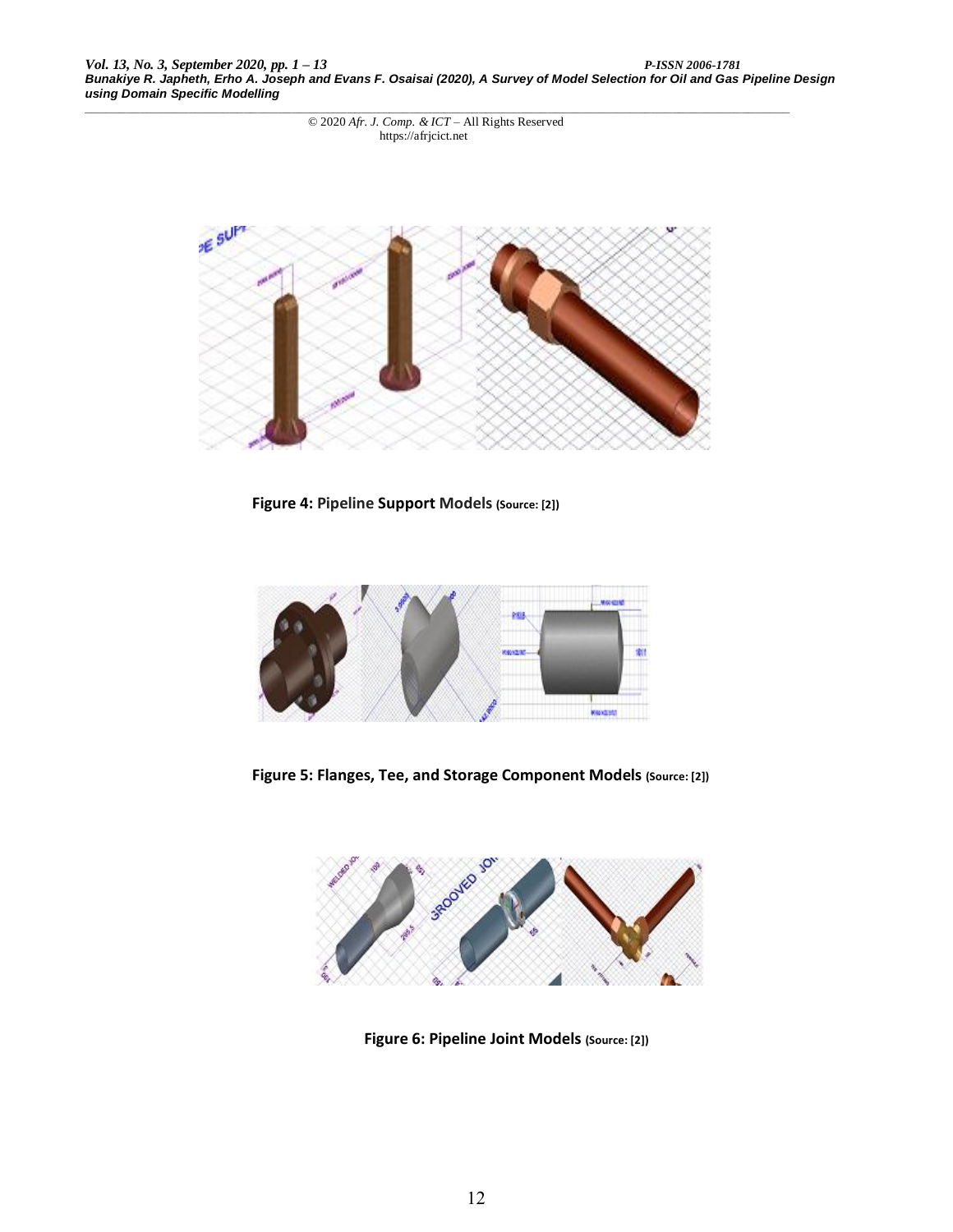**Figure 4: Pipeline Support Models** (Source: [2])

**Figure 5: Flanges, Tee, and Storage Component Models** (Source: [2])

**Figure 6: Pipeline Joint Models** (Source: [2])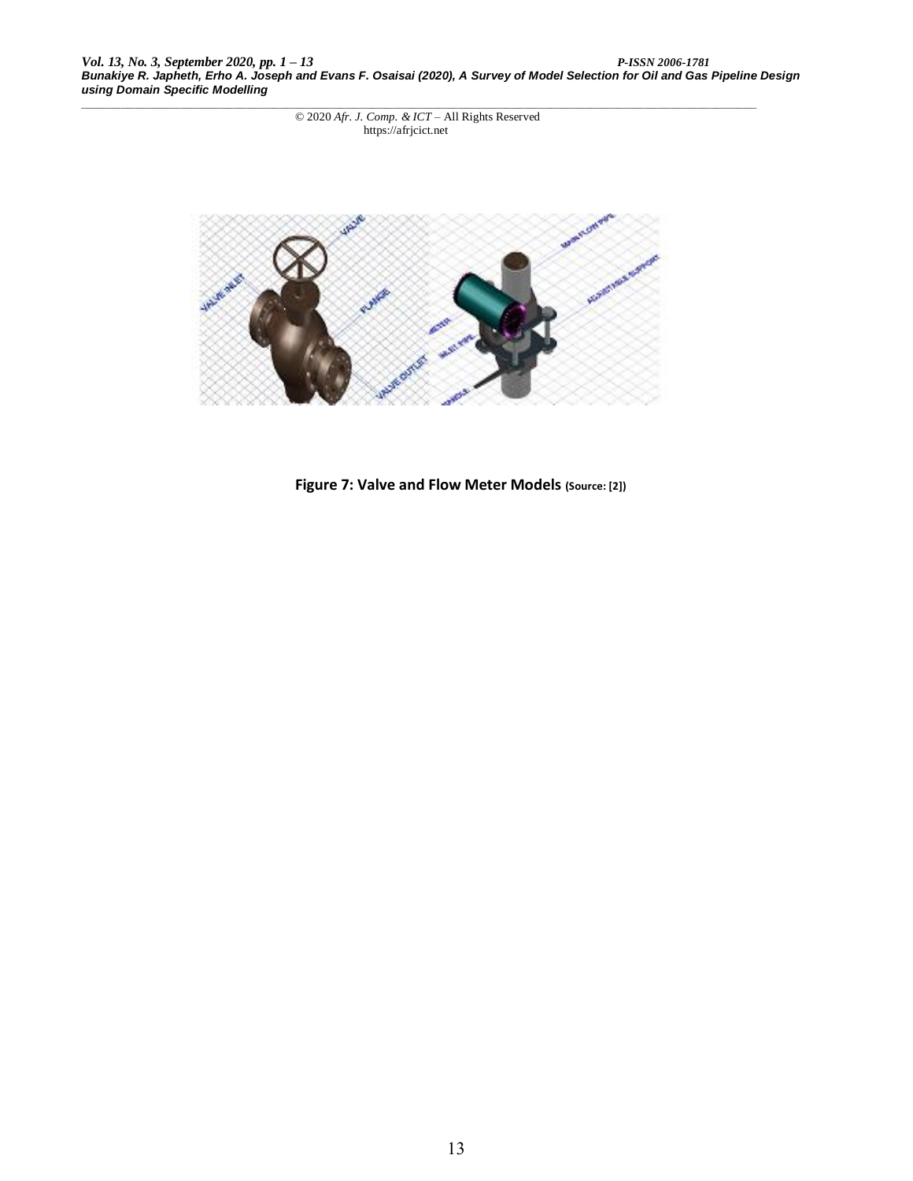Figure 7: Valve and Flow Meter Models (Source: [2])